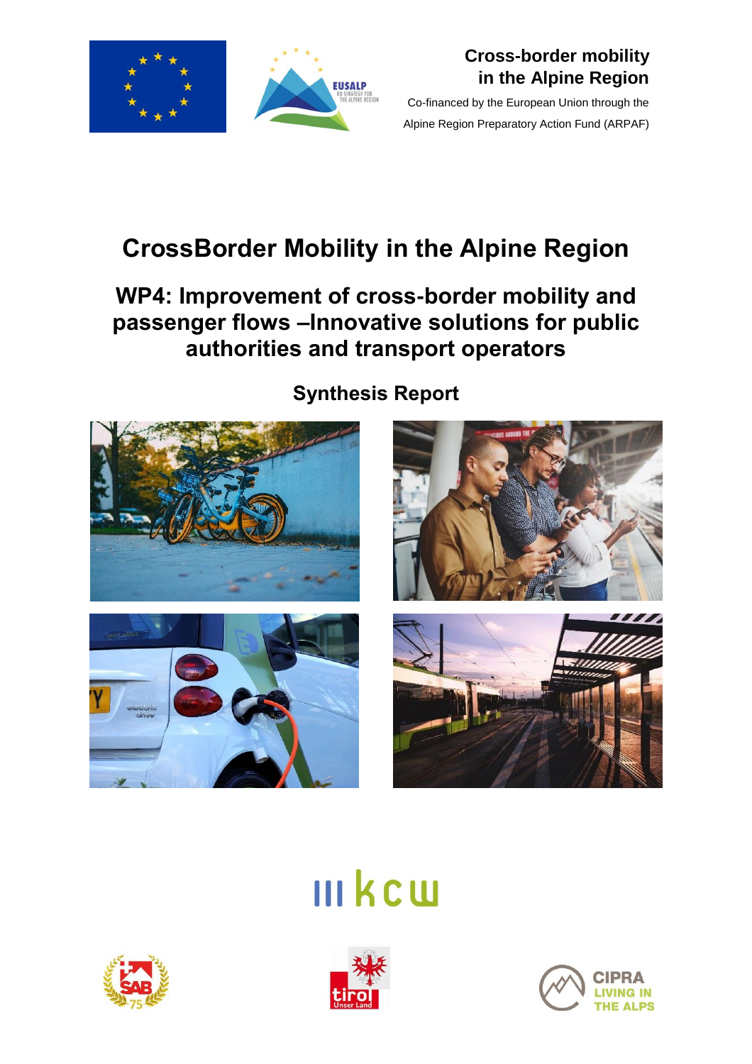**Cross-border mobility in the Alpine Region**

Co-financed by the European Union through the Alpine Region Preparatory Action Fund (ARPAF)

# CrossBorder Mobility in the Alpine Region

## WP4: Improvement of cross-border mobility and passenger flows –Innovative solutions for public authorities and transport operators

### Synthesis Report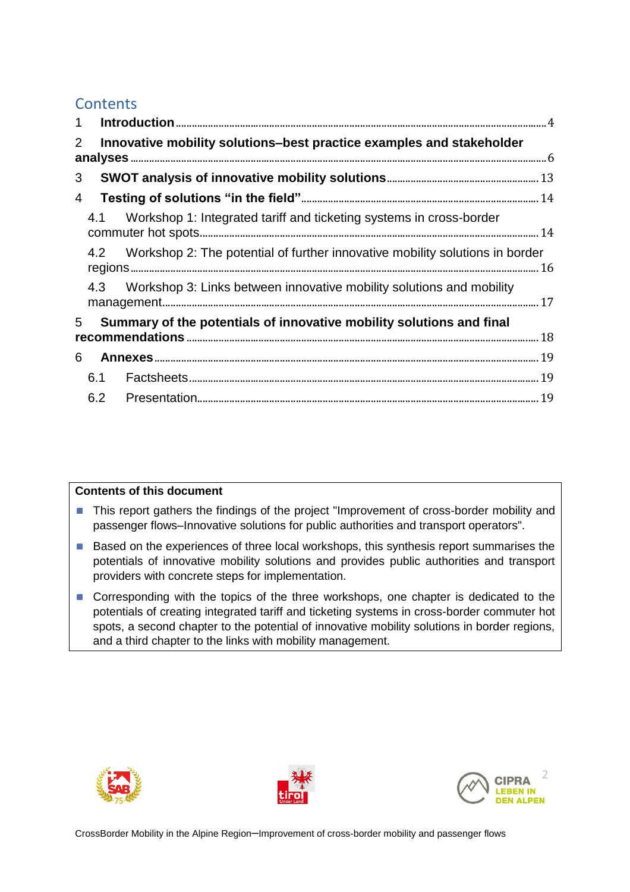# Contents

1 **Introduction** ... 4

2 **Innovative mobility solutions–best practice examples and stakeholder analyses** ... 6

3 **SWOT analysis of innovative mobility solutions** ... 13

4 **Testing of solutions "in the field"** ... 14

- 4.1 Workshop 1: Integrated tariff and ticketing systems in cross-border commuter hot spots ... 14
- 4.2 Workshop 2: The potential of further innovative mobility solutions in border regions ... 16
- 4.3 Workshop 3: Links between innovative mobility solutions and mobility management ... 17

5 **Summary of the potentials of innovative mobility solutions and final recommendations** ... 18

6 **Annexes** ... 19

- 6.1 Factsheets ... 19
- 6.2 Presentation ... 19

**Contents of this document**

- This report gathers the findings of the project "Improvement of cross-border mobility and passenger flows–Innovative solutions for public authorities and transport operators".
- Based on the experiences of three local workshops, this synthesis report summarises the potentials of innovative mobility solutions and provides public authorities and transport providers with concrete steps for implementation.
- Corresponding with the topics of the three workshops, one chapter is dedicated to the potentials of creating integrated tariff and ticketing systems in cross-border commuter hot spots, a second chapter to the potential of innovative mobility solutions in border regions, and a third chapter to the links with mobility management.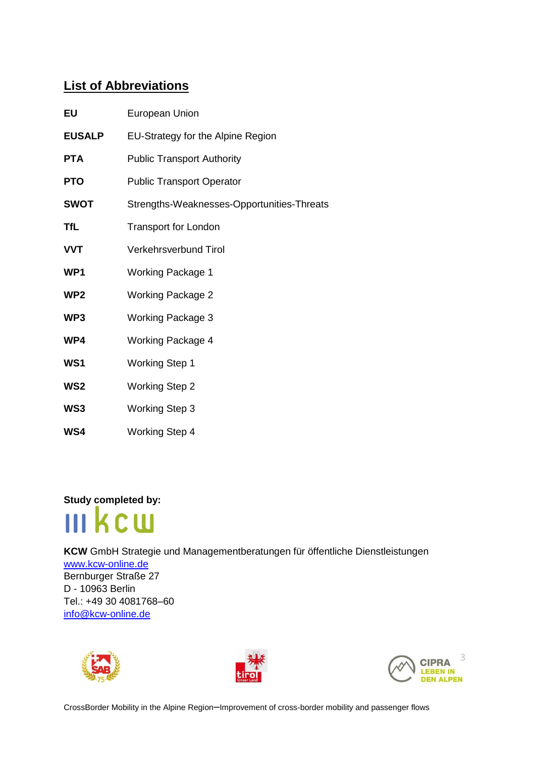## List of Abbreviations

| | |
|---|---|
| **EU** | European Union |
| **EUSALP** | EU-Strategy for the Alpine Region |
| **PTA** | Public Transport Authority |
| **PTO** | Public Transport Operator |
| **SWOT** | Strengths-Weaknesses-Opportunities-Threats |
| **TfL** | Transport for London |
| **VVT** | Verkehrsverbund Tirol |
| **WP1** | Working Package 1 |
| **WP2** | Working Package 2 |
| **WP3** | Working Package 3 |
| **WP4** | Working Package 4 |
| **WS1** | Working Step 1 |
| **WS2** | Working Step 2 |
| **WS3** | Working Step 3 |
| **WS4** | Working Step 4 |

**Study completed by:**

**KCW** GmbH Strategie und Managementberatungen für öffentliche Dienstleistungen
www.kcw-online.de
Bernburger Straße 27
D - 10963 Berlin
Tel.: +49 30 4081768–60
info@kcw-online.de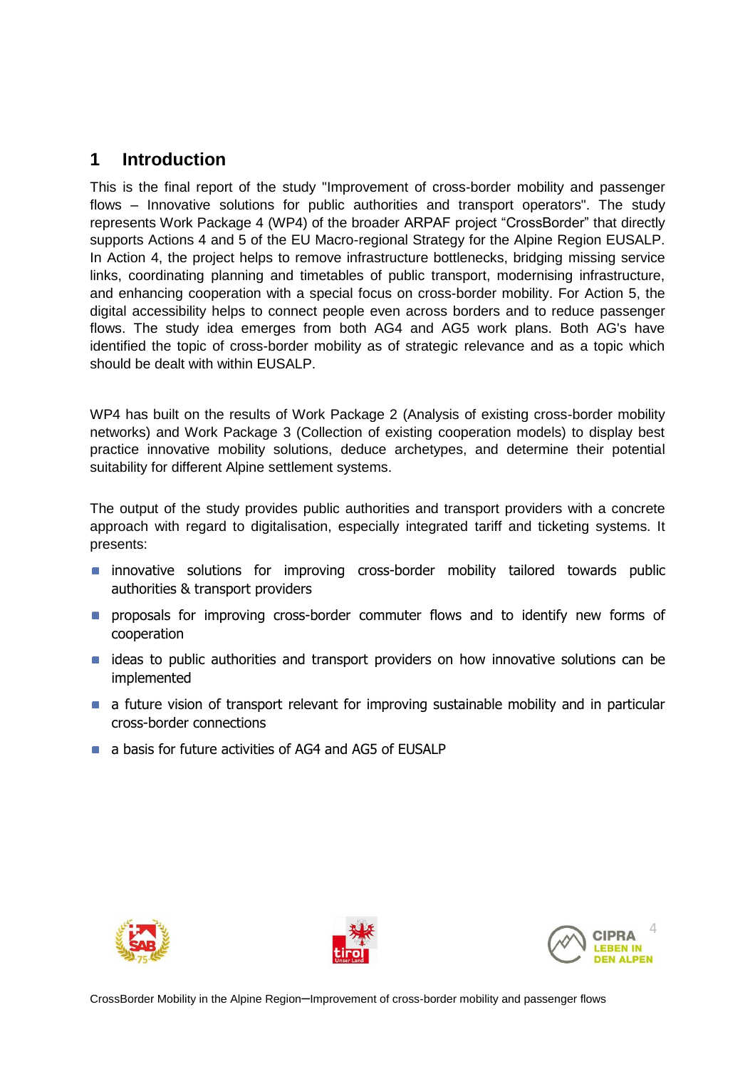# 1 Introduction

This is the final report of the study "Improvement of cross-border mobility and passenger flows – Innovative solutions for public authorities and transport operators". The study represents Work Package 4 (WP4) of the broader ARPAF project "CrossBorder" that directly supports Actions 4 and 5 of the EU Macro-regional Strategy for the Alpine Region EUSALP. In Action 4, the project helps to remove infrastructure bottlenecks, bridging missing service links, coordinating planning and timetables of public transport, modernising infrastructure, and enhancing cooperation with a special focus on cross-border mobility. For Action 5, the digital accessibility helps to connect people even across borders and to reduce passenger flows. The study idea emerges from both AG4 and AG5 work plans. Both AG's have identified the topic of cross-border mobility as of strategic relevance and as a topic which should be dealt with within EUSALP.

WP4 has built on the results of Work Package 2 (Analysis of existing cross-border mobility networks) and Work Package 3 (Collection of existing cooperation models) to display best practice innovative mobility solutions, deduce archetypes, and determine their potential suitability for different Alpine settlement systems.

The output of the study provides public authorities and transport providers with a concrete approach with regard to digitalisation, especially integrated tariff and ticketing systems. It presents:

- innovative solutions for improving cross-border mobility tailored towards public authorities & transport providers
- proposals for improving cross-border commuter flows and to identify new forms of cooperation
- ideas to public authorities and transport providers on how innovative solutions can be implemented
- a future vision of transport relevant for improving sustainable mobility and in particular cross-border connections
- a basis for future activities of AG4 and AG5 of EUSALP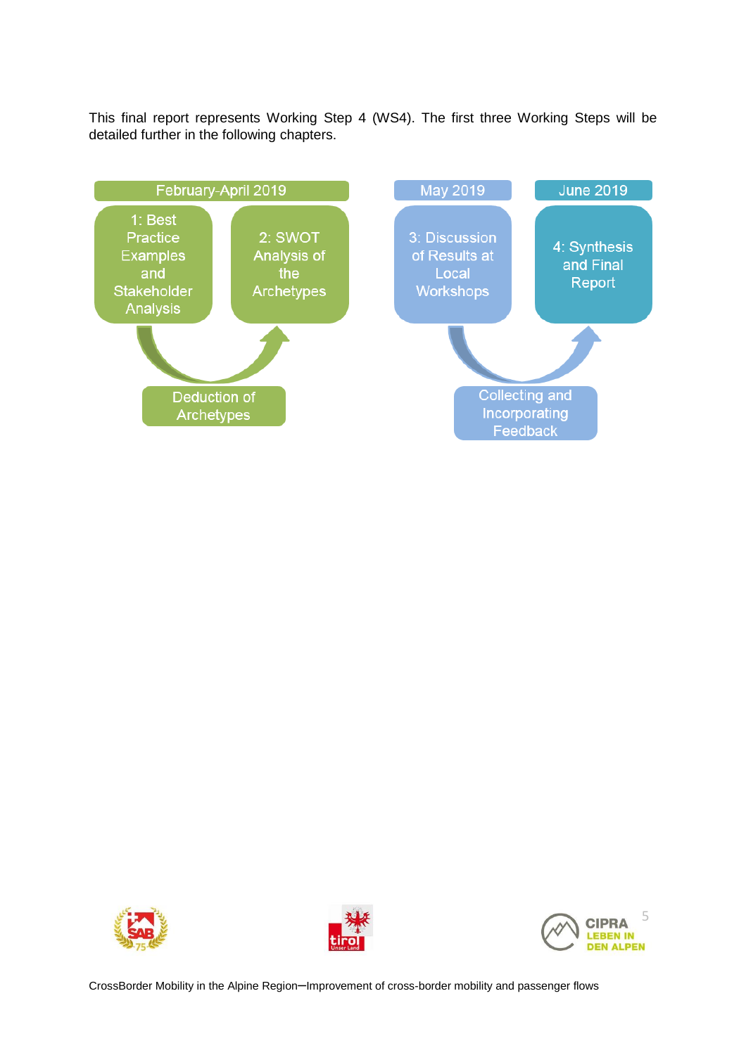This final report represents Working Step 4 (WS4). The first three Working Steps will be detailed further in the following chapters.

February-April 2019

1: Best Practice Examples and Stakeholder Analysis

2: SWOT Analysis of the Archetypes

Deduction of Archetypes

May 2019

3: Discussion of Results at Local Workshops

June 2019

4: Synthesis and Final Report

Collecting and Incorporating Feedback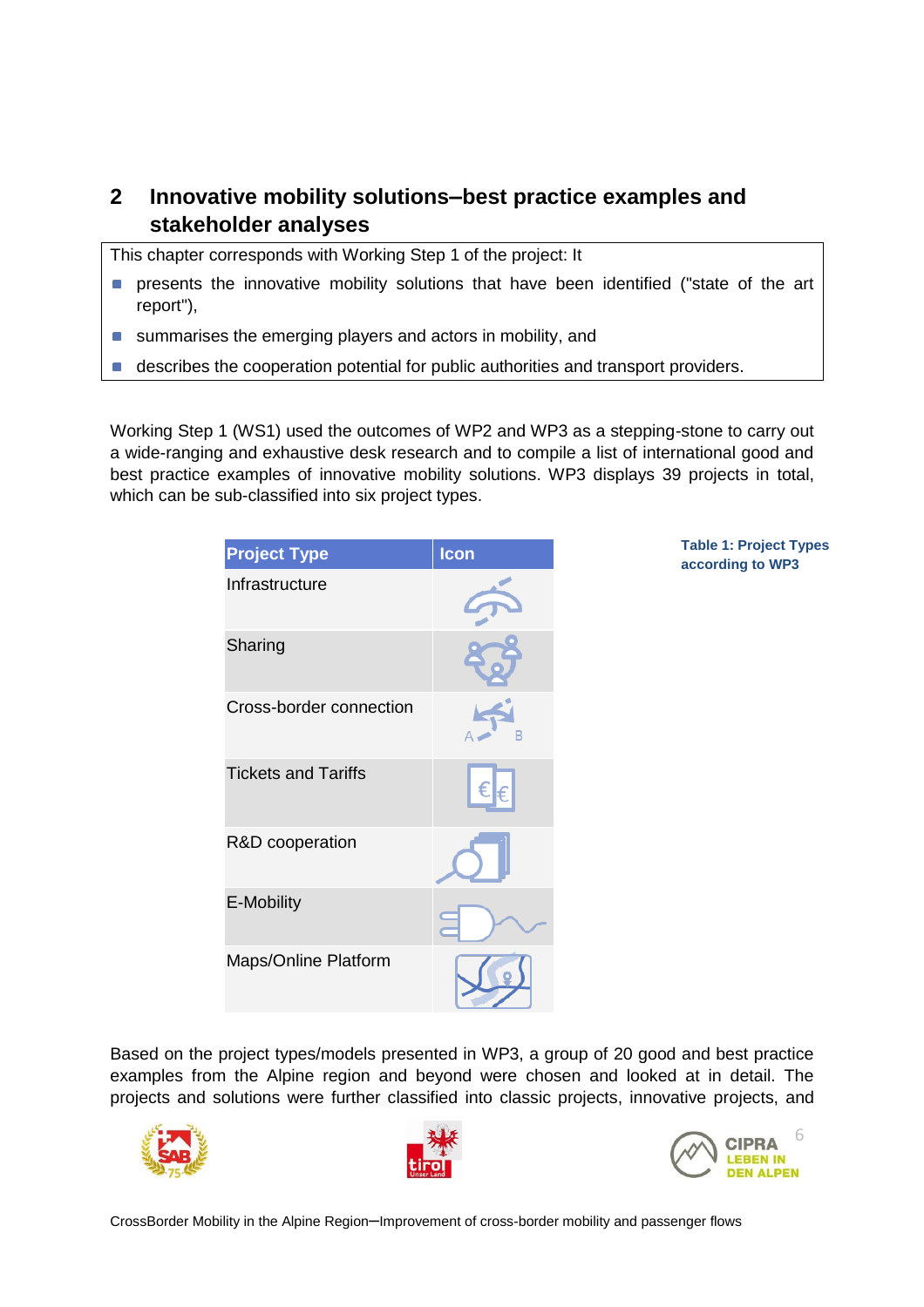## 2 Innovative mobility solutions–best practice examples and stakeholder analyses

This chapter corresponds with Working Step 1 of the project: It

- presents the innovative mobility solutions that have been identified ("state of the art report"),
- summarises the emerging players and actors in mobility, and
- describes the cooperation potential for public authorities and transport providers.

Working Step 1 (WS1) used the outcomes of WP2 and WP3 as a stepping-stone to carry out a wide-ranging and exhaustive desk research and to compile a list of international good and best practice examples of innovative mobility solutions. WP3 displays 39 projects in total, which can be sub-classified into six project types.

**Table 1: Project Types according to WP3**

| Project Type | Icon |
| --- | --- |
| Infrastructure | |
| Sharing | |
| Cross-border connection | |
| Tickets and Tariffs | |
| R&D cooperation | |
| E-Mobility | |
| Maps/Online Platform | |

Based on the project types/models presented in WP3, a group of 20 good and best practice examples from the Alpine region and beyond were chosen and looked at in detail. The projects and solutions were further classified into classic projects, innovative projects, and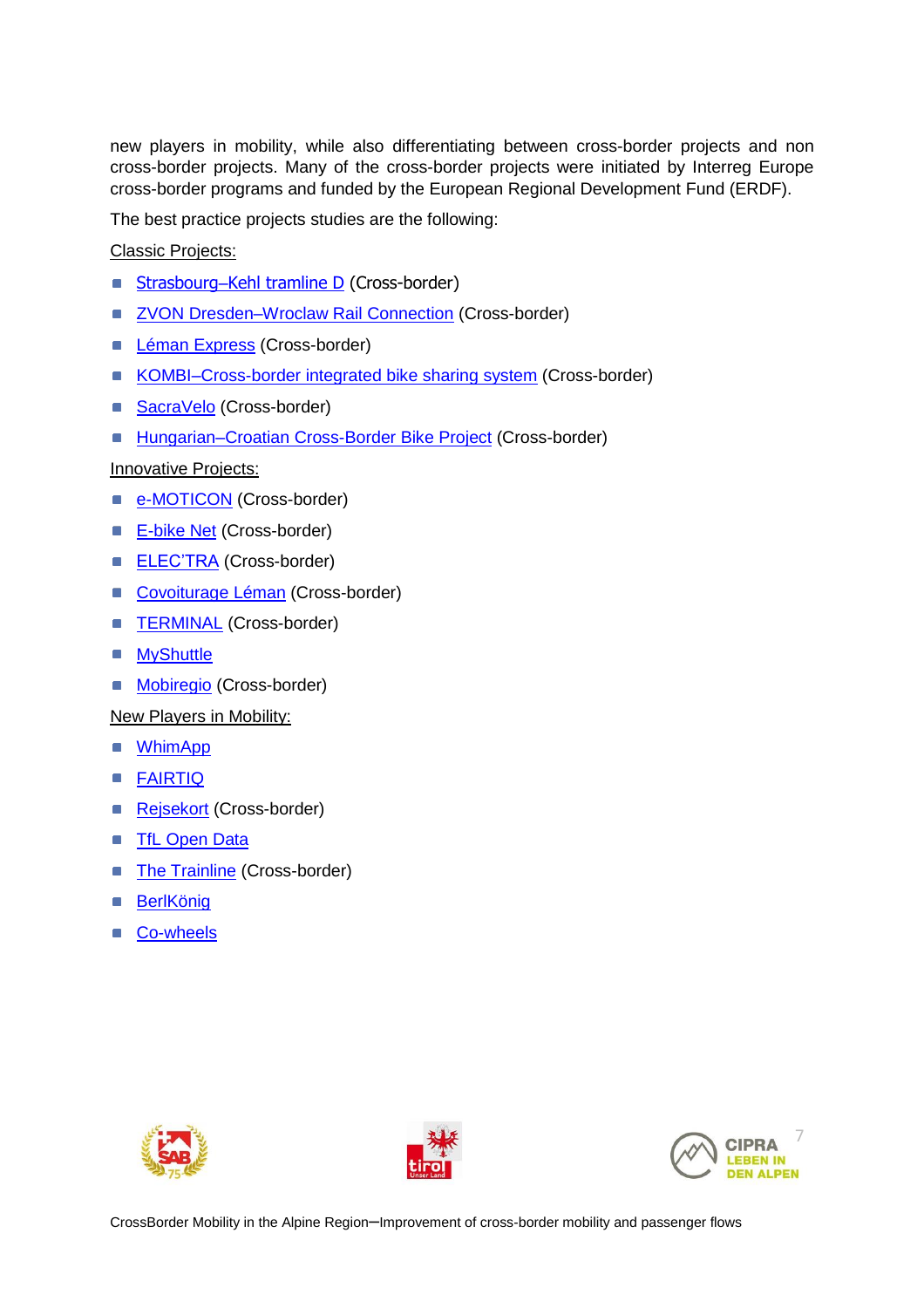new players in mobility, while also differentiating between cross-border projects and non cross-border projects. Many of the cross-border projects were initiated by Interreg Europe cross-border programs and funded by the European Regional Development Fund (ERDF).

The best practice projects studies are the following:

Classic Projects:

- Strasbourg–Kehl tramline D (Cross-border)
- ZVON Dresden–Wroclaw Rail Connection (Cross-border)
- Léman Express (Cross-border)
- KOMBI–Cross-border integrated bike sharing system (Cross-border)
- SacraVelo (Cross-border)
- Hungarian–Croatian Cross-Border Bike Project (Cross-border)

Innovative Projects:

- e-MOTICON (Cross-border)
- E-bike Net (Cross-border)
- ELEC'TRA (Cross-border)
- Covoiturage Léman (Cross-border)
- TERMINAL (Cross-border)
- MyShuttle
- Mobiregio (Cross-border)

New Players in Mobility:

- WhimApp
- FAIRTIQ
- Rejsekort (Cross-border)
- TfL Open Data
- The Trainline (Cross-border)
- BerlKönig
- Co-wheels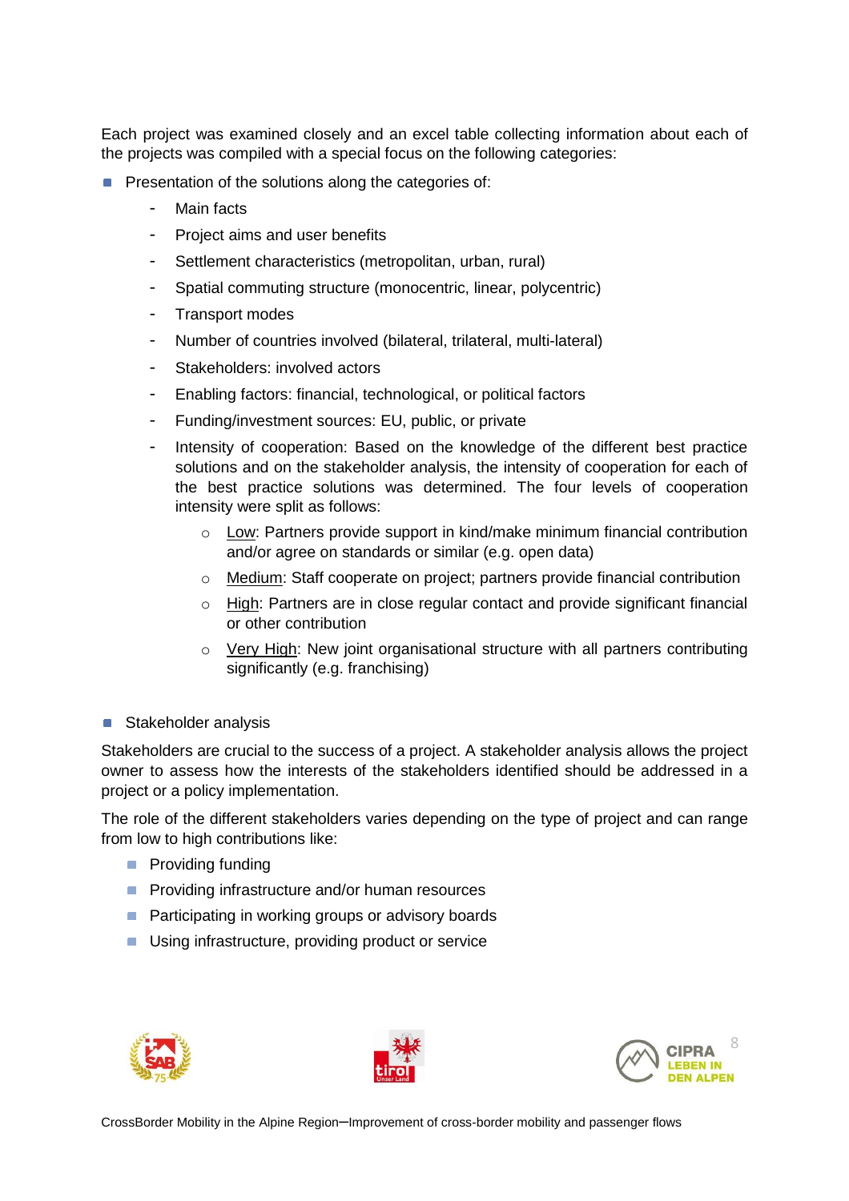Each project was examined closely and an excel table collecting information about each of the projects was compiled with a special focus on the following categories:

- Presentation of the solutions along the categories of:
  - Main facts
  - Project aims and user benefits
  - Settlement characteristics (metropolitan, urban, rural)
  - Spatial commuting structure (monocentric, linear, polycentric)
  - Transport modes
  - Number of countries involved (bilateral, trilateral, multi-lateral)
  - Stakeholders: involved actors
  - Enabling factors: financial, technological, or political factors
  - Funding/investment sources: EU, public, or private
  - Intensity of cooperation: Based on the knowledge of the different best practice solutions and on the stakeholder analysis, the intensity of cooperation for each of the best practice solutions was determined. The four levels of cooperation intensity were split as follows:
    - Low: Partners provide support in kind/make minimum financial contribution and/or agree on standards or similar (e.g. open data)
    - Medium: Staff cooperate on project; partners provide financial contribution
    - High: Partners are in close regular contact and provide significant financial or other contribution
    - Very High: New joint organisational structure with all partners contributing significantly (e.g. franchising)

- Stakeholder analysis

Stakeholders are crucial to the success of a project. A stakeholder analysis allows the project owner to assess how the interests of the stakeholders identified should be addressed in a project or a policy implementation.

The role of the different stakeholders varies depending on the type of project and can range from low to high contributions like:

- Providing funding
- Providing infrastructure and/or human resources
- Participating in working groups or advisory boards
- Using infrastructure, providing product or service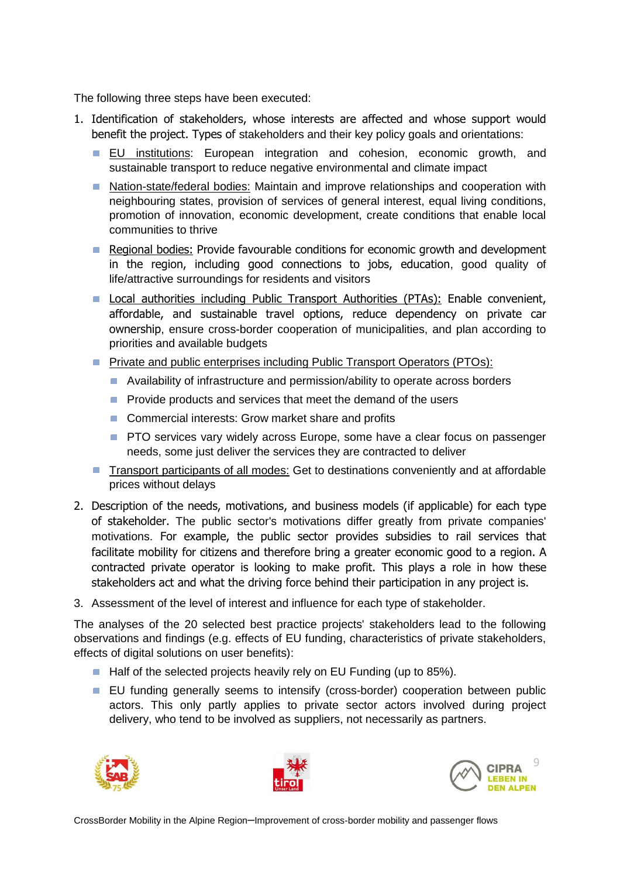The following three steps have been executed:

1. Identification of stakeholders, whose interests are affected and whose support would benefit the project. Types of stakeholders and their key policy goals and orientations:
   - EU institutions: European integration and cohesion, economic growth, and sustainable transport to reduce negative environmental and climate impact
   - Nation-state/federal bodies: Maintain and improve relationships and cooperation with neighbouring states, provision of services of general interest, equal living conditions, promotion of innovation, economic development, create conditions that enable local communities to thrive
   - Regional bodies: Provide favourable conditions for economic growth and development in the region, including good connections to jobs, education, good quality of life/attractive surroundings for residents and visitors
   - Local authorities including Public Transport Authorities (PTAs): Enable convenient, affordable, and sustainable travel options, reduce dependency on private car ownership, ensure cross-border cooperation of municipalities, and plan according to priorities and available budgets
   - Private and public enterprises including Public Transport Operators (PTOs):
     - Availability of infrastructure and permission/ability to operate across borders
     - Provide products and services that meet the demand of the users
     - Commercial interests: Grow market share and profits
     - PTO services vary widely across Europe, some have a clear focus on passenger needs, some just deliver the services they are contracted to deliver
   - Transport participants of all modes: Get to destinations conveniently and at affordable prices without delays
2. Description of the needs, motivations, and business models (if applicable) for each type of stakeholder. The public sector's motivations differ greatly from private companies' motivations. For example, the public sector provides subsidies to rail services that facilitate mobility for citizens and therefore bring a greater economic good to a region. A contracted private operator is looking to make profit. This plays a role in how these stakeholders act and what the driving force behind their participation in any project is.
3. Assessment of the level of interest and influence for each type of stakeholder.

The analyses of the 20 selected best practice projects' stakeholders lead to the following observations and findings (e.g. effects of EU funding, characteristics of private stakeholders, effects of digital solutions on user benefits):

- Half of the selected projects heavily rely on EU Funding (up to 85%).
- EU funding generally seems to intensify (cross-border) cooperation between public actors. This only partly applies to private sector actors involved during project delivery, who tend to be involved as suppliers, not necessarily as partners.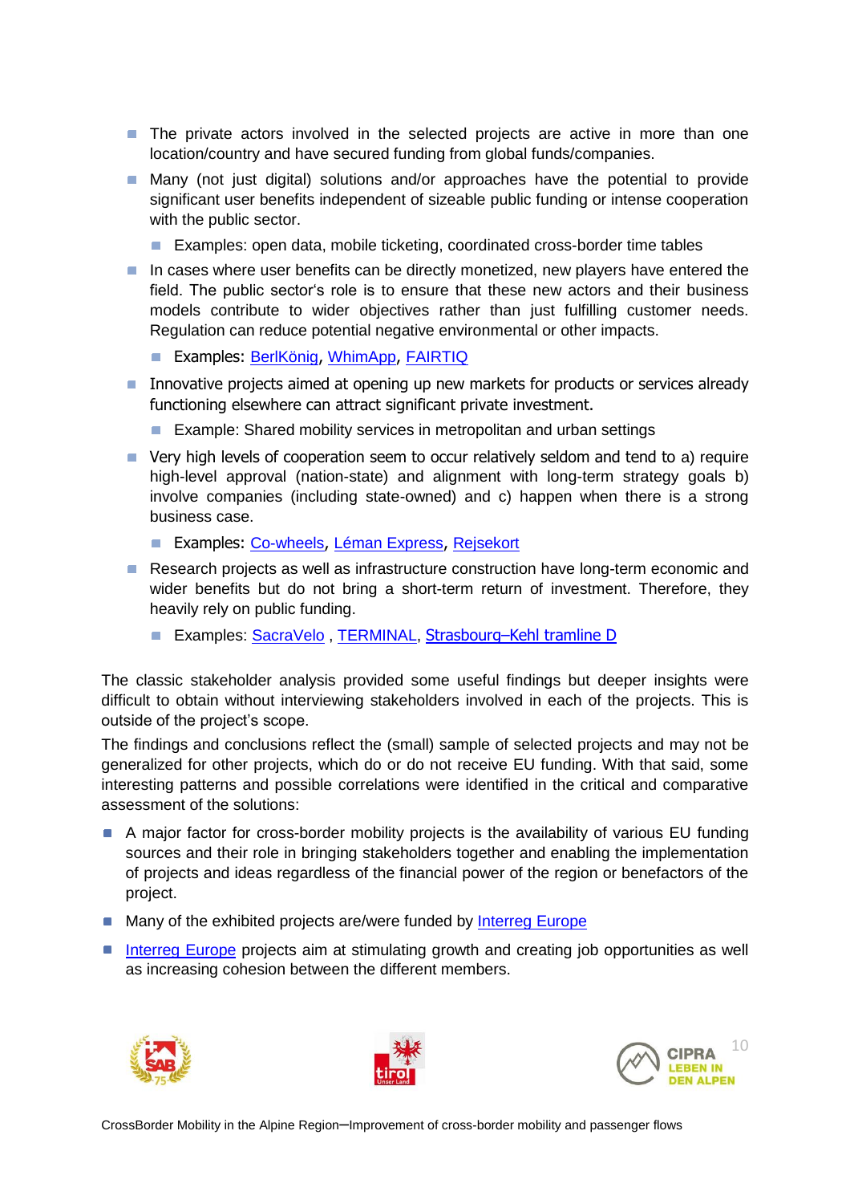- The private actors involved in the selected projects are active in more than one location/country and have secured funding from global funds/companies.
- Many (not just digital) solutions and/or approaches have the potential to provide significant user benefits independent of sizeable public funding or intense cooperation with the public sector.
  - Examples: open data, mobile ticketing, coordinated cross-border time tables
- In cases where user benefits can be directly monetized, new players have entered the field. The public sector's role is to ensure that these new actors and their business models contribute to wider objectives rather than just fulfilling customer needs. Regulation can reduce potential negative environmental or other impacts.
  - Examples: BerlKönig, WhimApp, FAIRTIQ
- Innovative projects aimed at opening up new markets for products or services already functioning elsewhere can attract significant private investment.
  - Example: Shared mobility services in metropolitan and urban settings
- Very high levels of cooperation seem to occur relatively seldom and tend to a) require high-level approval (nation-state) and alignment with long-term strategy goals b) involve companies (including state-owned) and c) happen when there is a strong business case.
  - Examples: Co-wheels, Léman Express, Rejsekort
- Research projects as well as infrastructure construction have long-term economic and wider benefits but do not bring a short-term return of investment. Therefore, they heavily rely on public funding.
  - Examples: SacraVelo , TERMINAL, Strasbourg–Kehl tramline D

The classic stakeholder analysis provided some useful findings but deeper insights were difficult to obtain without interviewing stakeholders involved in each of the projects. This is outside of the project's scope.

The findings and conclusions reflect the (small) sample of selected projects and may not be generalized for other projects, which do or do not receive EU funding. With that said, some interesting patterns and possible correlations were identified in the critical and comparative assessment of the solutions:

- A major factor for cross-border mobility projects is the availability of various EU funding sources and their role in bringing stakeholders together and enabling the implementation of projects and ideas regardless of the financial power of the region or benefactors of the project.
- Many of the exhibited projects are/were funded by Interreg Europe
- Interreg Europe projects aim at stimulating growth and creating job opportunities as well as increasing cohesion between the different members.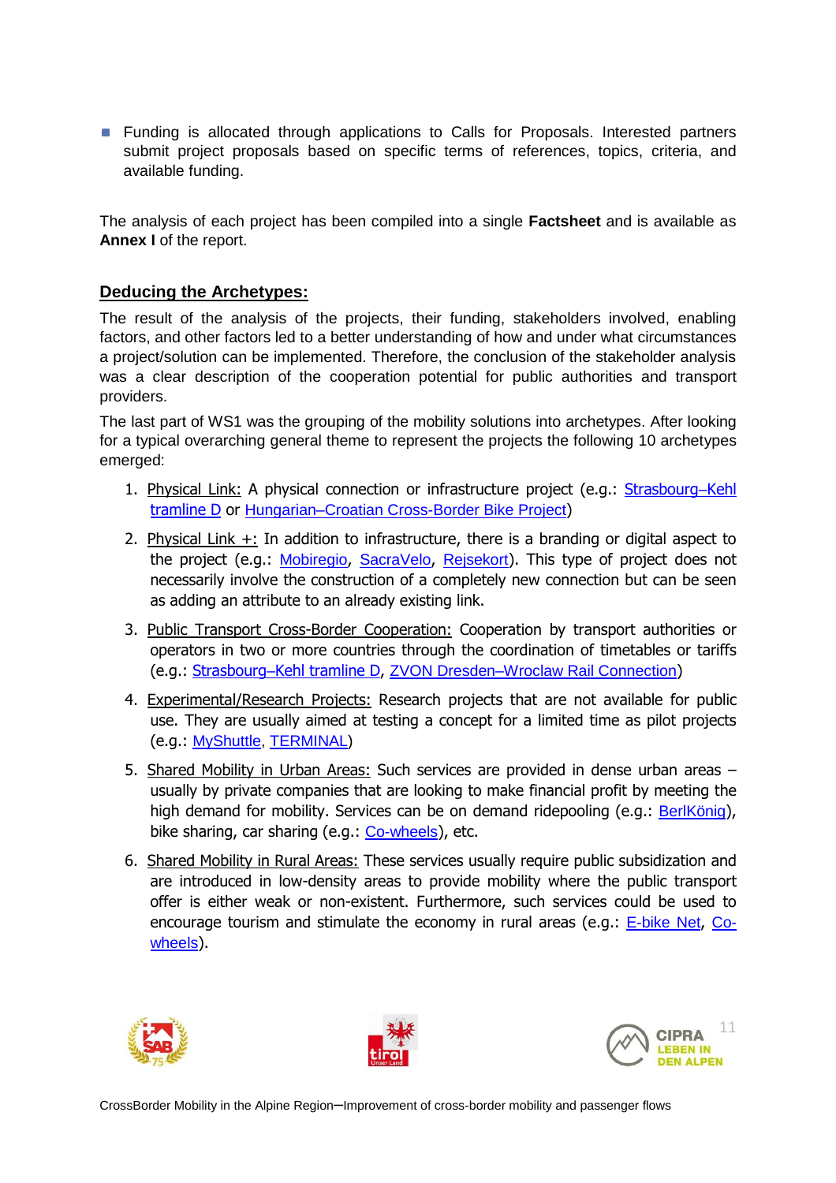- Funding is allocated through applications to Calls for Proposals. Interested partners submit project proposals based on specific terms of references, topics, criteria, and available funding.

The analysis of each project has been compiled into a single **Factsheet** and is available as **Annex I** of the report.

## Deducing the Archetypes:

The result of the analysis of the projects, their funding, stakeholders involved, enabling factors, and other factors led to a better understanding of how and under what circumstances a project/solution can be implemented. Therefore, the conclusion of the stakeholder analysis was a clear description of the cooperation potential for public authorities and transport providers.

The last part of WS1 was the grouping of the mobility solutions into archetypes. After looking for a typical overarching general theme to represent the projects the following 10 archetypes emerged:

1. Physical Link: A physical connection or infrastructure project (e.g.: Strasbourg–Kehl tramline D or Hungarian–Croatian Cross-Border Bike Project)
2. Physical Link +: In addition to infrastructure, there is a branding or digital aspect to the project (e.g.: Mobiregio, SacraVelo, Rejsekort). This type of project does not necessarily involve the construction of a completely new connection but can be seen as adding an attribute to an already existing link.
3. Public Transport Cross-Border Cooperation: Cooperation by transport authorities or operators in two or more countries through the coordination of timetables or tariffs (e.g.: Strasbourg–Kehl tramline D, ZVON Dresden–Wroclaw Rail Connection)
4. Experimental/Research Projects: Research projects that are not available for public use. They are usually aimed at testing a concept for a limited time as pilot projects (e.g.: MyShuttle, TERMINAL)
5. Shared Mobility in Urban Areas: Such services are provided in dense urban areas – usually by private companies that are looking to make financial profit by meeting the high demand for mobility. Services can be on demand ridepooling (e.g.: BerlKönig), bike sharing, car sharing (e.g.: Co-wheels), etc.
6. Shared Mobility in Rural Areas: These services usually require public subsidization and are introduced in low-density areas to provide mobility where the public transport offer is either weak or non-existent. Furthermore, such services could be used to encourage tourism and stimulate the economy in rural areas (e.g.: E-bike Net, Co-wheels).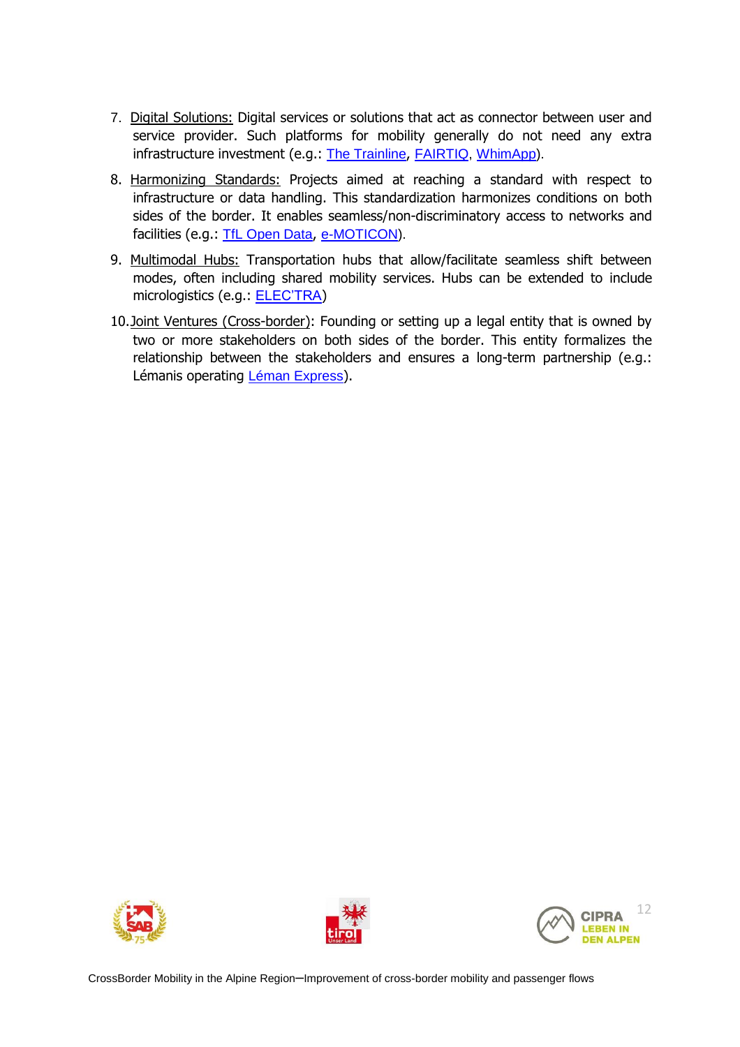7. Digital Solutions: Digital services or solutions that act as connector between user and service provider. Such platforms for mobility generally do not need any extra infrastructure investment (e.g.: The Trainline, FAIRTIQ, WhimApp).
8. Harmonizing Standards: Projects aimed at reaching a standard with respect to infrastructure or data handling. This standardization harmonizes conditions on both sides of the border. It enables seamless/non-discriminatory access to networks and facilities (e.g.: TfL Open Data, e-MOTICON).
9. Multimodal Hubs: Transportation hubs that allow/facilitate seamless shift between modes, often including shared mobility services. Hubs can be extended to include micrologistics (e.g.: ELEC'TRA)
10. Joint Ventures (Cross-border): Founding or setting up a legal entity that is owned by two or more stakeholders on both sides of the border. This entity formalizes the relationship between the stakeholders and ensures a long-term partnership (e.g.: Lémanis operating Léman Express).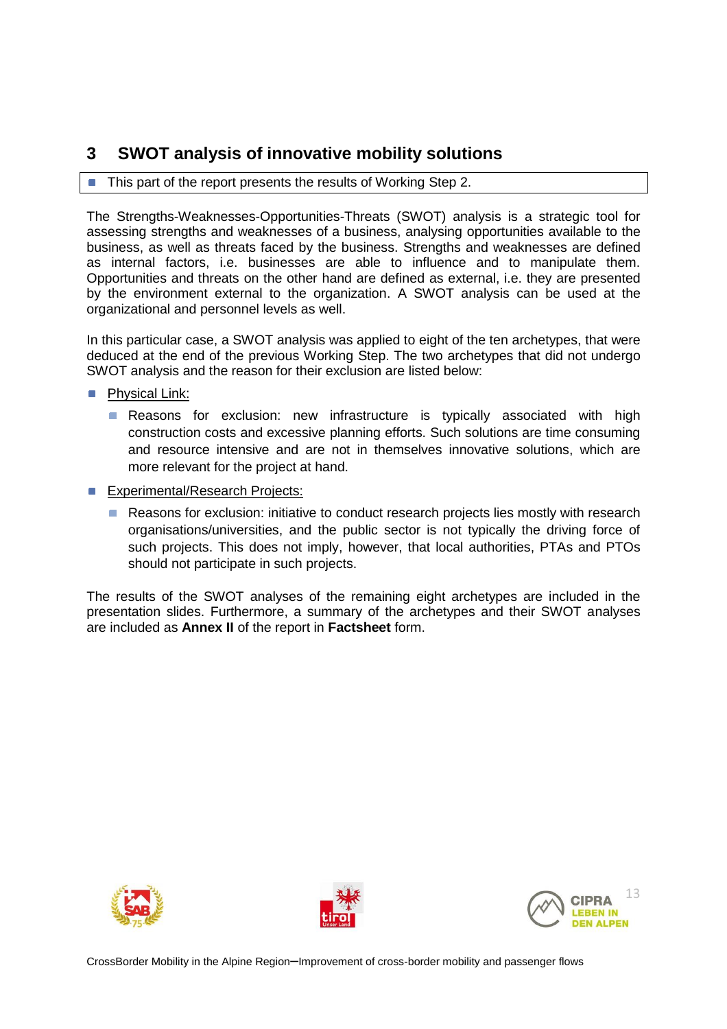# 3 SWOT analysis of innovative mobility solutions

- This part of the report presents the results of Working Step 2.

The Strengths-Weaknesses-Opportunities-Threats (SWOT) analysis is a strategic tool for assessing strengths and weaknesses of a business, analysing opportunities available to the business, as well as threats faced by the business. Strengths and weaknesses are defined as internal factors, i.e. businesses are able to influence and to manipulate them. Opportunities and threats on the other hand are defined as external, i.e. they are presented by the environment external to the organization. A SWOT analysis can be used at the organizational and personnel levels as well.

In this particular case, a SWOT analysis was applied to eight of the ten archetypes, that were deduced at the end of the previous Working Step. The two archetypes that did not undergo SWOT analysis and the reason for their exclusion are listed below:

- Physical Link:
  - Reasons for exclusion: new infrastructure is typically associated with high construction costs and excessive planning efforts. Such solutions are time consuming and resource intensive and are not in themselves innovative solutions, which are more relevant for the project at hand.
- Experimental/Research Projects:
  - Reasons for exclusion: initiative to conduct research projects lies mostly with research organisations/universities, and the public sector is not typically the driving force of such projects. This does not imply, however, that local authorities, PTAs and PTOs should not participate in such projects.

The results of the SWOT analyses of the remaining eight archetypes are included in the presentation slides. Furthermore, a summary of the archetypes and their SWOT analyses are included as **Annex II** of the report in **Factsheet** form.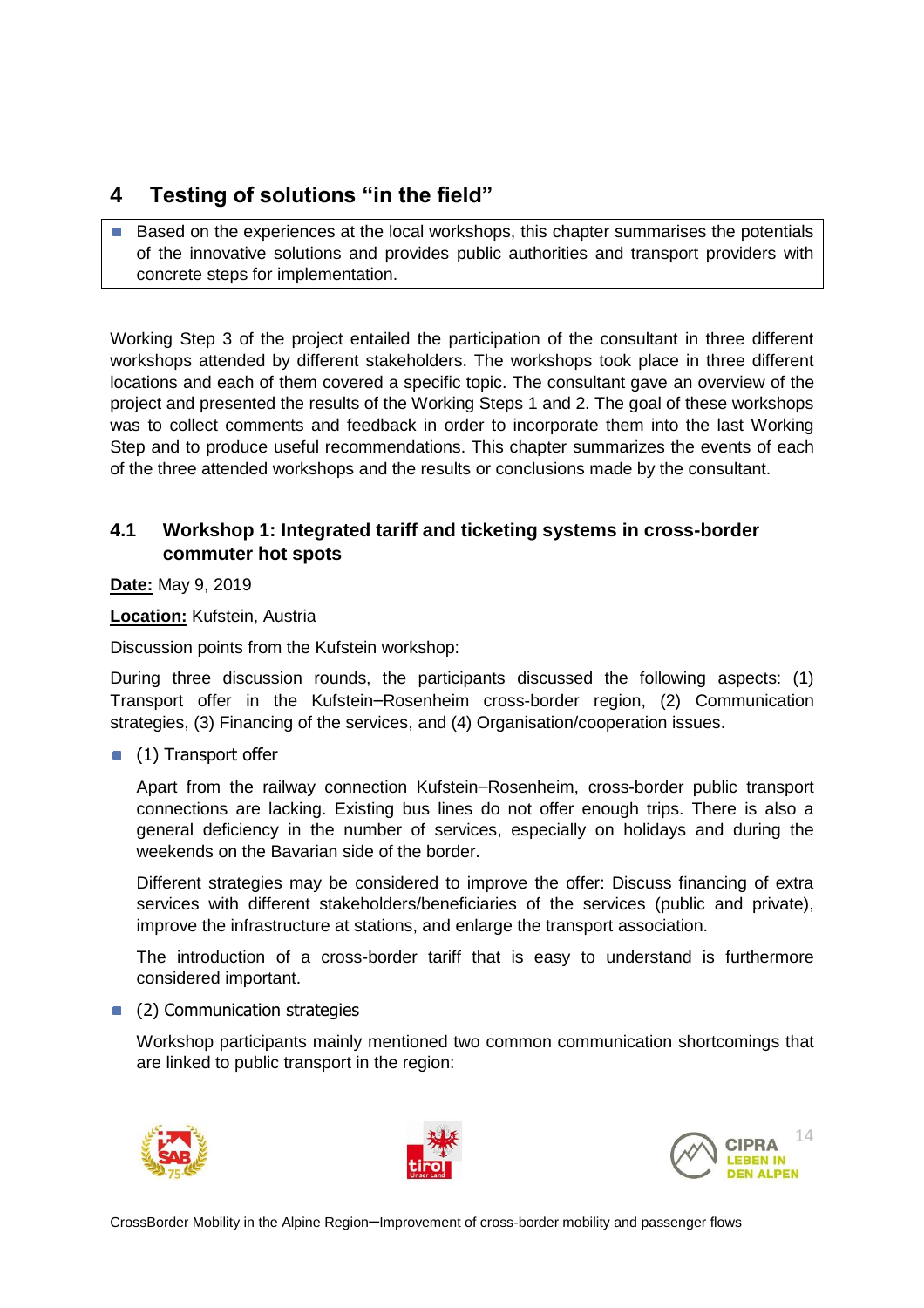# 4 Testing of solutions "in the field"

- Based on the experiences at the local workshops, this chapter summarises the potentials of the innovative solutions and provides public authorities and transport providers with concrete steps for implementation.

Working Step 3 of the project entailed the participation of the consultant in three different workshops attended by different stakeholders. The workshops took place in three different locations and each of them covered a specific topic. The consultant gave an overview of the project and presented the results of the Working Steps 1 and 2. The goal of these workshops was to collect comments and feedback in order to incorporate them into the last Working Step and to produce useful recommendations. This chapter summarizes the events of each of the three attended workshops and the results or conclusions made by the consultant.

## 4.1 Workshop 1: Integrated tariff and ticketing systems in cross-border commuter hot spots

**Date:** May 9, 2019

**Location:** Kufstein, Austria

Discussion points from the Kufstein workshop:

During three discussion rounds, the participants discussed the following aspects: (1) Transport offer in the Kufstein–Rosenheim cross-border region, (2) Communication strategies, (3) Financing of the services, and (4) Organisation/cooperation issues.

- (1) Transport offer

  Apart from the railway connection Kufstein–Rosenheim, cross-border public transport connections are lacking. Existing bus lines do not offer enough trips. There is also a general deficiency in the number of services, especially on holidays and during the weekends on the Bavarian side of the border.

  Different strategies may be considered to improve the offer: Discuss financing of extra services with different stakeholders/beneficiaries of the services (public and private), improve the infrastructure at stations, and enlarge the transport association.

  The introduction of a cross-border tariff that is easy to understand is furthermore considered important.

- (2) Communication strategies

  Workshop participants mainly mentioned two common communication shortcomings that are linked to public transport in the region: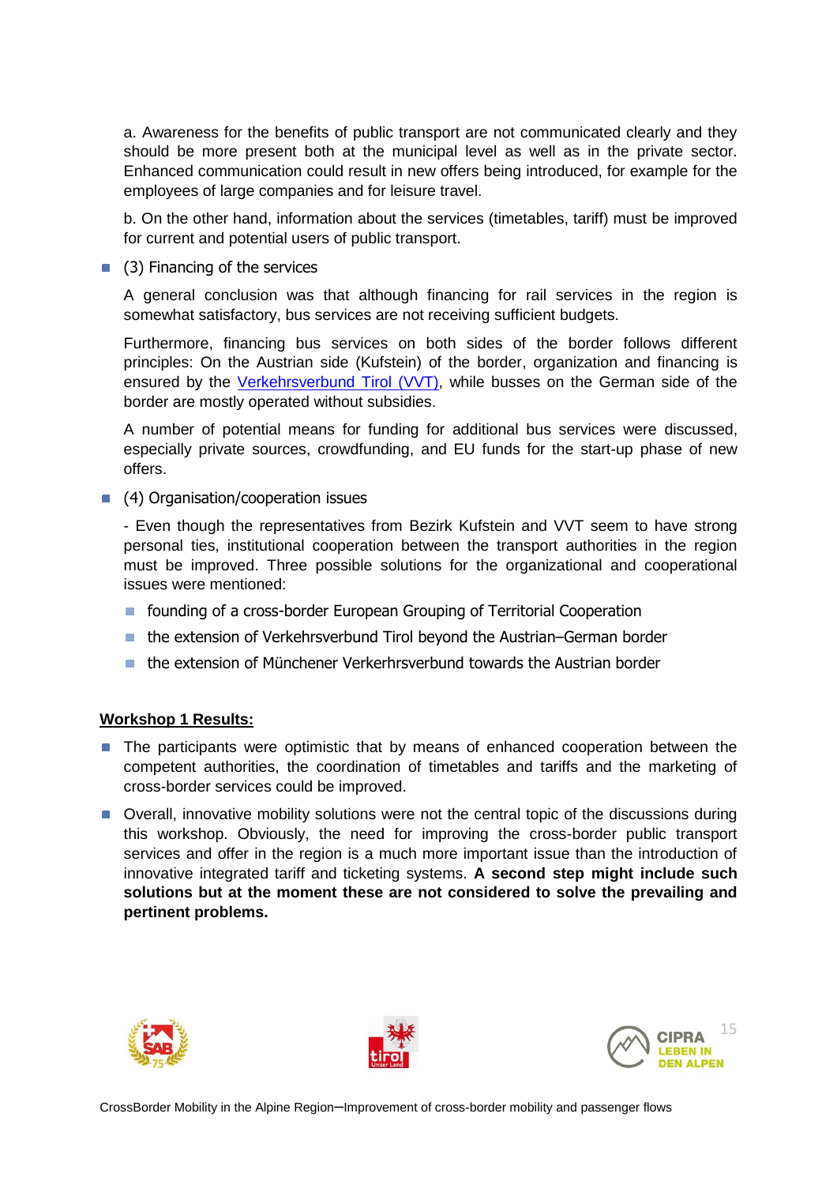a. Awareness for the benefits of public transport are not communicated clearly and they should be more present both at the municipal level as well as in the private sector. Enhanced communication could result in new offers being introduced, for example for the employees of large companies and for leisure travel.

b. On the other hand, information about the services (timetables, tariff) must be improved for current and potential users of public transport.

- (3) Financing of the services

  A general conclusion was that although financing for rail services in the region is somewhat satisfactory, bus services are not receiving sufficient budgets.

  Furthermore, financing bus services on both sides of the border follows different principles: On the Austrian side (Kufstein) of the border, organization and financing is ensured by the Verkehrsverbund Tirol (VVT), while busses on the German side of the border are mostly operated without subsidies.

  A number of potential means for funding for additional bus services were discussed, especially private sources, crowdfunding, and EU funds for the start-up phase of new offers.

- (4) Organisation/cooperation issues

  - Even though the representatives from Bezirk Kufstein and VVT seem to have strong personal ties, institutional cooperation between the transport authorities in the region must be improved. Three possible solutions for the organizational and cooperational issues were mentioned:

  - founding of a cross-border European Grouping of Territorial Cooperation
  - the extension of Verkehrsverbund Tirol beyond the Austrian–German border
  - the extension of Münchener Verkerhrsverbund towards the Austrian border

**Workshop 1 Results:**

- The participants were optimistic that by means of enhanced cooperation between the competent authorities, the coordination of timetables and tariffs and the marketing of cross-border services could be improved.
- Overall, innovative mobility solutions were not the central topic of the discussions during this workshop. Obviously, the need for improving the cross-border public transport services and offer in the region is a much more important issue than the introduction of innovative integrated tariff and ticketing systems. **A second step might include such solutions but at the moment these are not considered to solve the prevailing and pertinent problems.**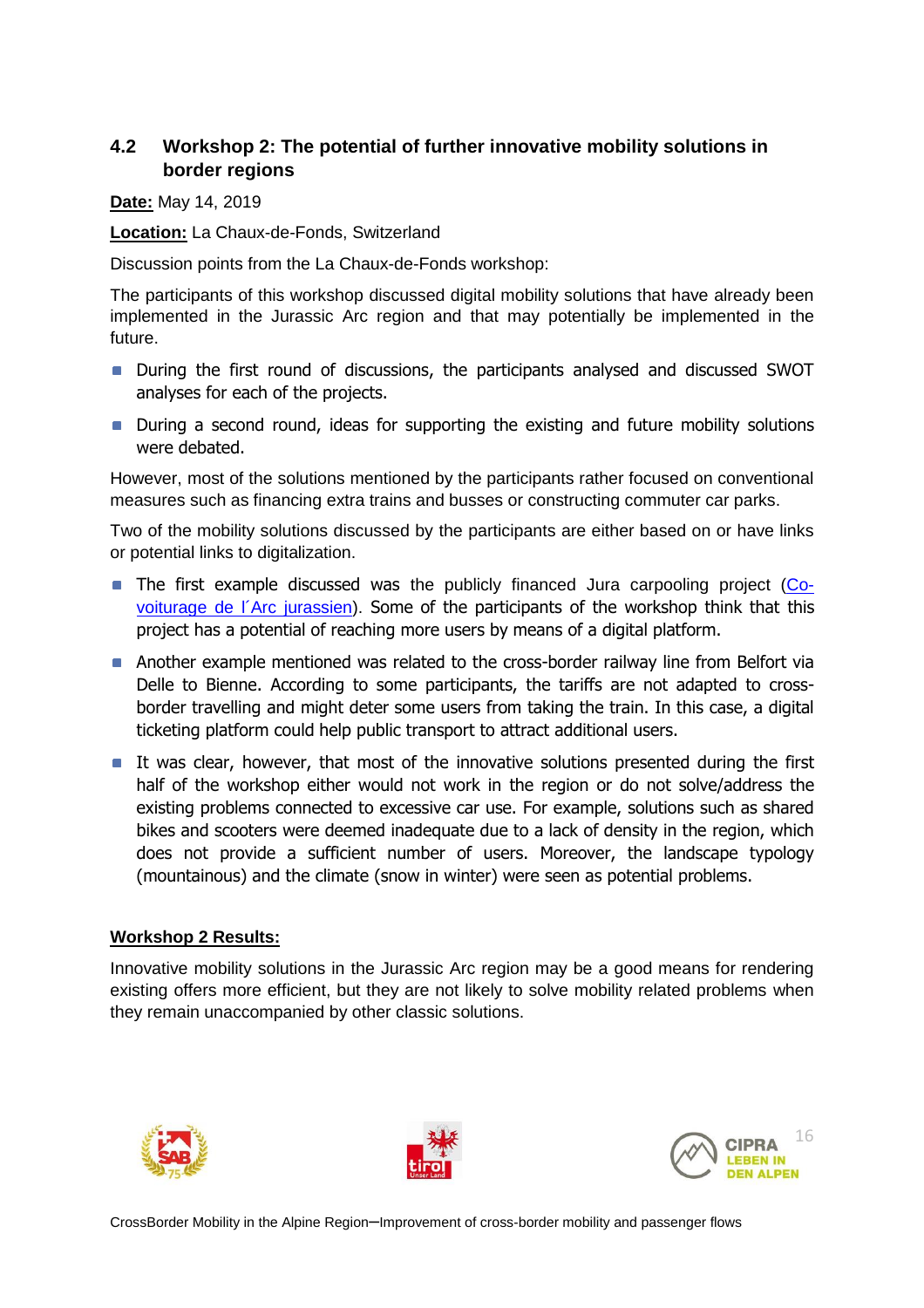## 4.2 Workshop 2: The potential of further innovative mobility solutions in border regions

**Date:** May 14, 2019

**Location:** La Chaux-de-Fonds, Switzerland

Discussion points from the La Chaux-de-Fonds workshop:

The participants of this workshop discussed digital mobility solutions that have already been implemented in the Jurassic Arc region and that may potentially be implemented in the future.

- During the first round of discussions, the participants analysed and discussed SWOT analyses for each of the projects.
- During a second round, ideas for supporting the existing and future mobility solutions were debated.

However, most of the solutions mentioned by the participants rather focused on conventional measures such as financing extra trains and busses or constructing commuter car parks.

Two of the mobility solutions discussed by the participants are either based on or have links or potential links to digitalization.

- The first example discussed was the publicly financed Jura carpooling project (Co-voiturage de l´Arc jurassien). Some of the participants of the workshop think that this project has a potential of reaching more users by means of a digital platform.
- Another example mentioned was related to the cross-border railway line from Belfort via Delle to Bienne. According to some participants, the tariffs are not adapted to cross-border travelling and might deter some users from taking the train. In this case, a digital ticketing platform could help public transport to attract additional users.
- It was clear, however, that most of the innovative solutions presented during the first half of the workshop either would not work in the region or do not solve/address the existing problems connected to excessive car use. For example, solutions such as shared bikes and scooters were deemed inadequate due to a lack of density in the region, which does not provide a sufficient number of users. Moreover, the landscape typology (mountainous) and the climate (snow in winter) were seen as potential problems.

**Workshop 2 Results:**

Innovative mobility solutions in the Jurassic Arc region may be a good means for rendering existing offers more efficient, but they are not likely to solve mobility related problems when they remain unaccompanied by other classic solutions.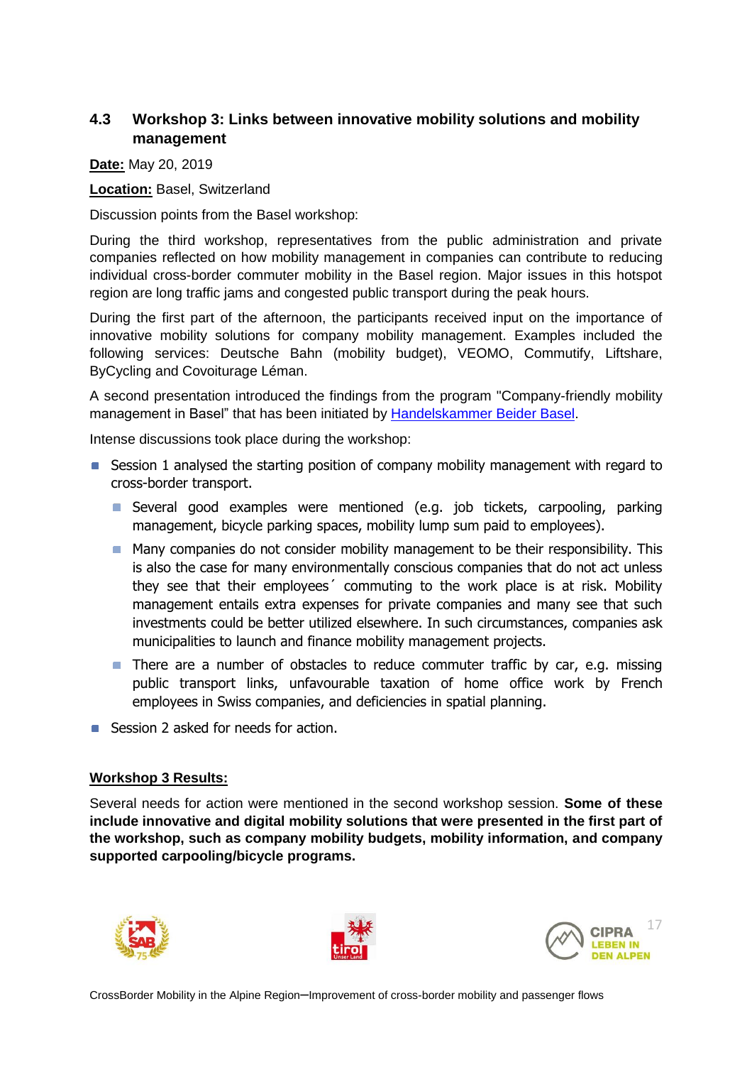### 4.3 Workshop 3: Links between innovative mobility solutions and mobility management

**Date:** May 20, 2019

**Location:** Basel, Switzerland

Discussion points from the Basel workshop:

During the third workshop, representatives from the public administration and private companies reflected on how mobility management in companies can contribute to reducing individual cross-border commuter mobility in the Basel region. Major issues in this hotspot region are long traffic jams and congested public transport during the peak hours.

During the first part of the afternoon, the participants received input on the importance of innovative mobility solutions for company mobility management. Examples included the following services: Deutsche Bahn (mobility budget), VEOMO, Commutify, Liftshare, ByCycling and Covoiturage Léman.

A second presentation introduced the findings from the program "Company-friendly mobility management in Basel" that has been initiated by Handelskammer Beider Basel.

Intense discussions took place during the workshop:

- Session 1 analysed the starting position of company mobility management with regard to cross-border transport.
  - Several good examples were mentioned (e.g. job tickets, carpooling, parking management, bicycle parking spaces, mobility lump sum paid to employees).
  - Many companies do not consider mobility management to be their responsibility. This is also the case for many environmentally conscious companies that do not act unless they see that their employees´ commuting to the work place is at risk. Mobility management entails extra expenses for private companies and many see that such investments could be better utilized elsewhere. In such circumstances, companies ask municipalities to launch and finance mobility management projects.
  - There are a number of obstacles to reduce commuter traffic by car, e.g. missing public transport links, unfavourable taxation of home office work by French employees in Swiss companies, and deficiencies in spatial planning.
- Session 2 asked for needs for action.

**Workshop 3 Results:**

Several needs for action were mentioned in the second workshop session. **Some of these include innovative and digital mobility solutions that were presented in the first part of the workshop, such as company mobility budgets, mobility information, and company supported carpooling/bicycle programs.**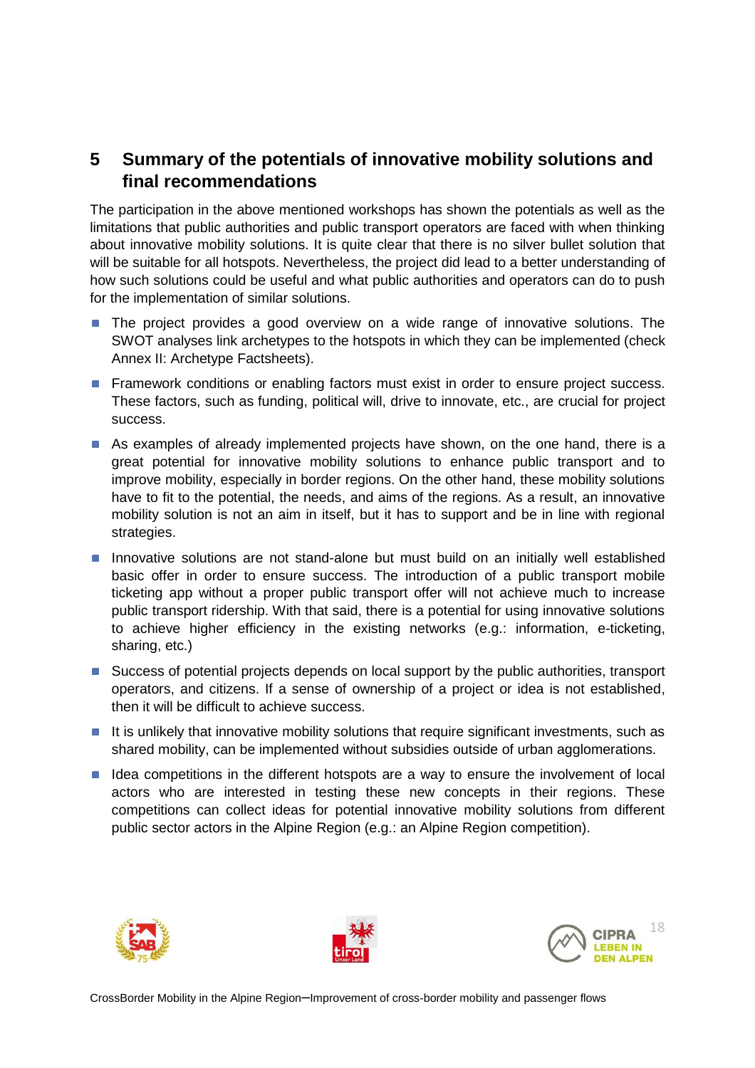# 5 Summary of the potentials of innovative mobility solutions and final recommendations

The participation in the above mentioned workshops has shown the potentials as well as the limitations that public authorities and public transport operators are faced with when thinking about innovative mobility solutions. It is quite clear that there is no silver bullet solution that will be suitable for all hotspots. Nevertheless, the project did lead to a better understanding of how such solutions could be useful and what public authorities and operators can do to push for the implementation of similar solutions.

- The project provides a good overview on a wide range of innovative solutions. The SWOT analyses link archetypes to the hotspots in which they can be implemented (check Annex II: Archetype Factsheets).
- Framework conditions or enabling factors must exist in order to ensure project success. These factors, such as funding, political will, drive to innovate, etc., are crucial for project success.
- As examples of already implemented projects have shown, on the one hand, there is a great potential for innovative mobility solutions to enhance public transport and to improve mobility, especially in border regions. On the other hand, these mobility solutions have to fit to the potential, the needs, and aims of the regions. As a result, an innovative mobility solution is not an aim in itself, but it has to support and be in line with regional strategies.
- Innovative solutions are not stand-alone but must build on an initially well established basic offer in order to ensure success. The introduction of a public transport mobile ticketing app without a proper public transport offer will not achieve much to increase public transport ridership. With that said, there is a potential for using innovative solutions to achieve higher efficiency in the existing networks (e.g.: information, e-ticketing, sharing, etc.)
- Success of potential projects depends on local support by the public authorities, transport operators, and citizens. If a sense of ownership of a project or idea is not established, then it will be difficult to achieve success.
- It is unlikely that innovative mobility solutions that require significant investments, such as shared mobility, can be implemented without subsidies outside of urban agglomerations.
- Idea competitions in the different hotspots are a way to ensure the involvement of local actors who are interested in testing these new concepts in their regions. These competitions can collect ideas for potential innovative mobility solutions from different public sector actors in the Alpine Region (e.g.: an Alpine Region competition).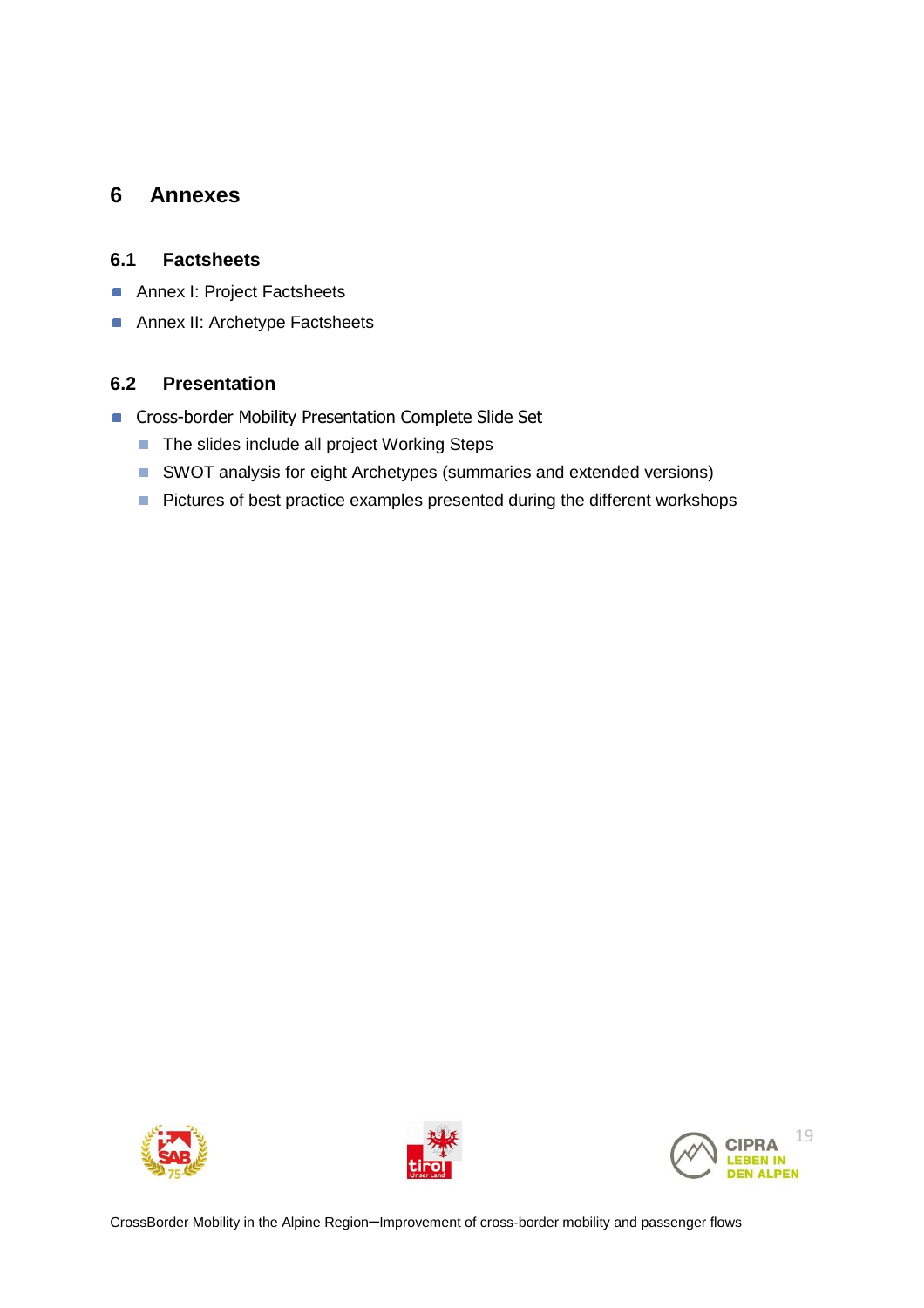# 6 Annexes

## 6.1 Factsheets

- Annex I: Project Factsheets
- Annex II: Archetype Factsheets

## 6.2 Presentation

- Cross-border Mobility Presentation Complete Slide Set
  - The slides include all project Working Steps
  - SWOT analysis for eight Archetypes (summaries and extended versions)
  - Pictures of best practice examples presented during the different workshops